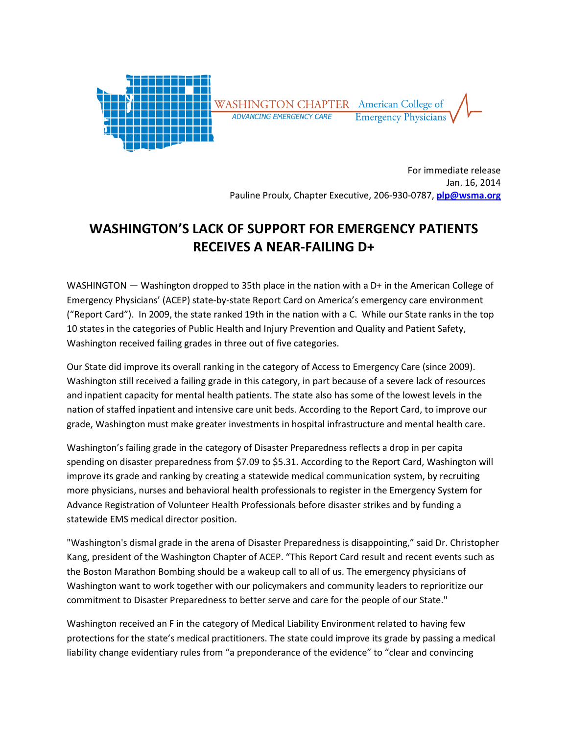WASHINGTON CHAPTER
*ADVANCING EMERGENCY CARE*
American College of Emergency Physicians

For immediate release
Jan. 16, 2014
Pauline Proulx, Chapter Executive, 206-930-0787, **plp@wsma.org**

# WASHINGTON'S LACK OF SUPPORT FOR EMERGENCY PATIENTS RECEIVES A NEAR-FAILING D+

WASHINGTON — Washington dropped to 35th place in the nation with a D+ in the American College of Emergency Physicians' (ACEP) state-by-state Report Card on America's emergency care environment ("Report Card"). In 2009, the state ranked 19th in the nation with a C. While our State ranks in the top 10 states in the categories of Public Health and Injury Prevention and Quality and Patient Safety, Washington received failing grades in three out of five categories.

Our State did improve its overall ranking in the category of Access to Emergency Care (since 2009). Washington still received a failing grade in this category, in part because of a severe lack of resources and inpatient capacity for mental health patients. The state also has some of the lowest levels in the nation of staffed inpatient and intensive care unit beds. According to the Report Card, to improve our grade, Washington must make greater investments in hospital infrastructure and mental health care.

Washington's failing grade in the category of Disaster Preparedness reflects a drop in per capita spending on disaster preparedness from $7.09 to $5.31. According to the Report Card, Washington will improve its grade and ranking by creating a statewide medical communication system, by recruiting more physicians, nurses and behavioral health professionals to register in the Emergency System for Advance Registration of Volunteer Health Professionals before disaster strikes and by funding a statewide EMS medical director position.

"Washington's dismal grade in the arena of Disaster Preparedness is disappointing," said Dr. Christopher Kang, president of the Washington Chapter of ACEP. "This Report Card result and recent events such as the Boston Marathon Bombing should be a wakeup call to all of us. The emergency physicians of Washington want to work together with our policymakers and community leaders to reprioritize our commitment to Disaster Preparedness to better serve and care for the people of our State."

Washington received an F in the category of Medical Liability Environment related to having few protections for the state's medical practitioners. The state could improve its grade by passing a medical liability change evidentiary rules from "a preponderance of the evidence" to "clear and convincing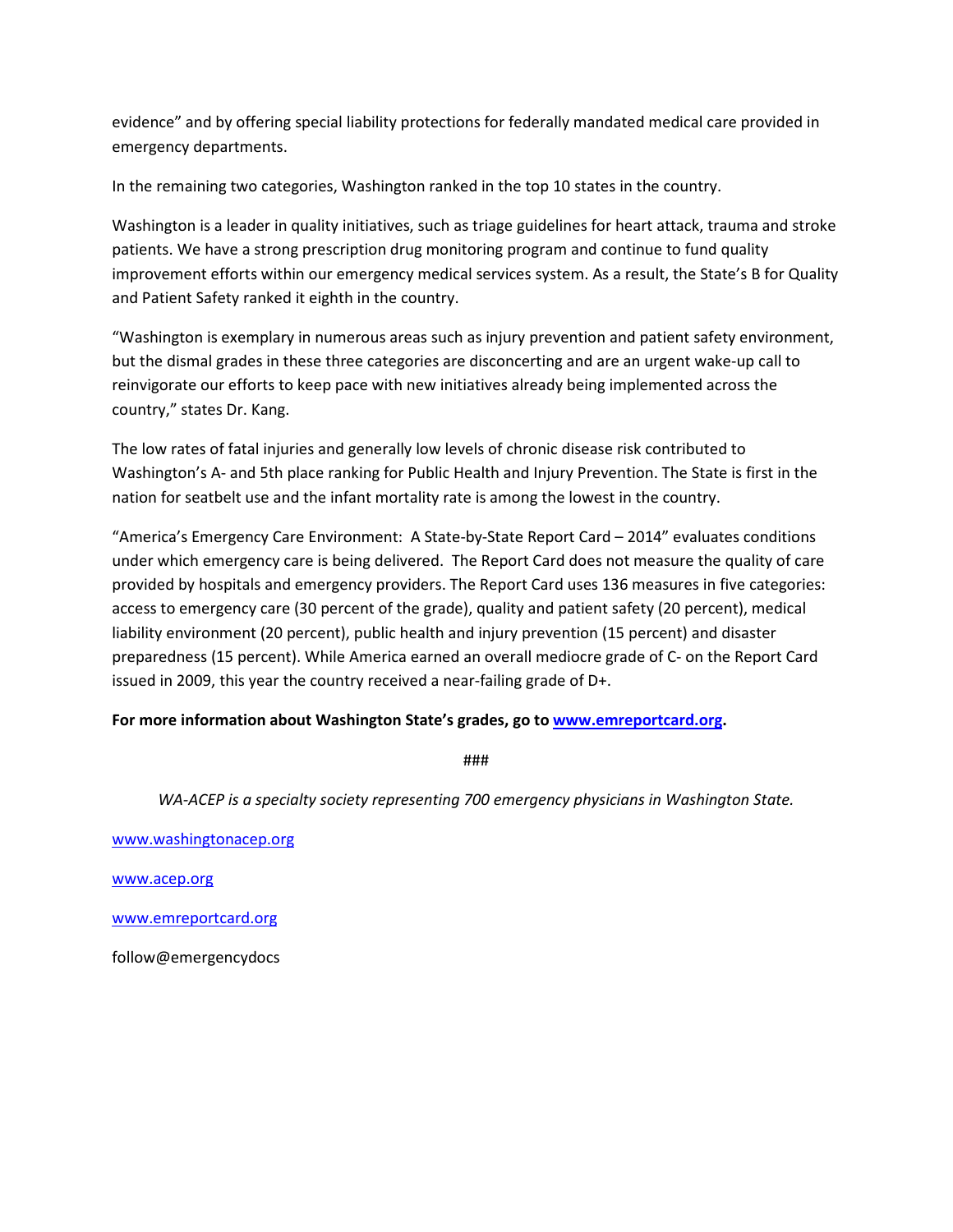evidence" and by offering special liability protections for federally mandated medical care provided in emergency departments.

In the remaining two categories, Washington ranked in the top 10 states in the country.

Washington is a leader in quality initiatives, such as triage guidelines for heart attack, trauma and stroke patients. We have a strong prescription drug monitoring program and continue to fund quality improvement efforts within our emergency medical services system. As a result, the State's B for Quality and Patient Safety ranked it eighth in the country.

"Washington is exemplary in numerous areas such as injury prevention and patient safety environment, but the dismal grades in these three categories are disconcerting and are an urgent wake-up call to reinvigorate our efforts to keep pace with new initiatives already being implemented across the country," states Dr. Kang.

The low rates of fatal injuries and generally low levels of chronic disease risk contributed to Washington's A- and 5th place ranking for Public Health and Injury Prevention. The State is first in the nation for seatbelt use and the infant mortality rate is among the lowest in the country.

"America's Emergency Care Environment: A State-by-State Report Card – 2014" evaluates conditions under which emergency care is being delivered. The Report Card does not measure the quality of care provided by hospitals and emergency providers. The Report Card uses 136 measures in five categories: access to emergency care (30 percent of the grade), quality and patient safety (20 percent), medical liability environment (20 percent), public health and injury prevention (15 percent) and disaster preparedness (15 percent). While America earned an overall mediocre grade of C- on the Report Card issued in 2009, this year the country received a near-failing grade of D+.

**For more information about Washington State's grades, go to [www.emreportcard.org](http://www.emreportcard.org).**

###

*WA-ACEP is a specialty society representing 700 emergency physicians in Washington State.*

[www.washingtonacep.org](http://www.washingtonacep.org)

[www.acep.org](http://www.acep.org)

[www.emreportcard.org](http://www.emreportcard.org)

follow@emergencydocs